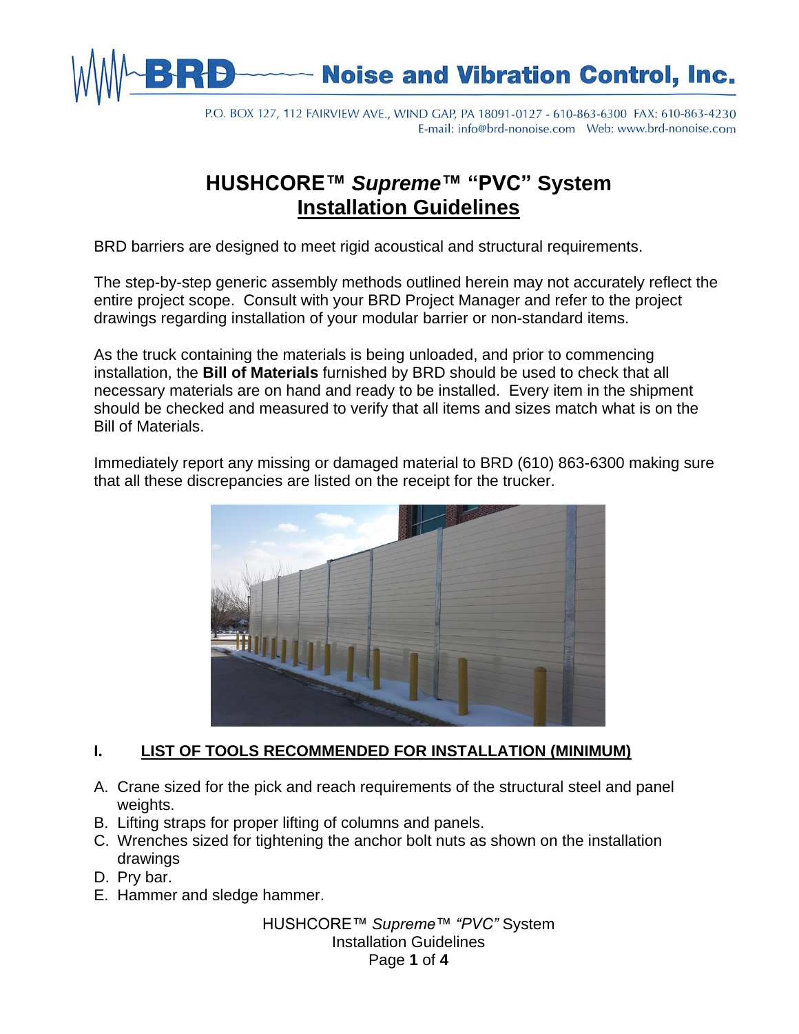BRD Noise and Vibration Control, Inc.

P.O. BOX 127, 112 FAIRVIEW AVE., WIND GAP, PA 18091-0127 - 610-863-6300 FAX: 610-863-4230
E-mail: info@brd-nonoise.com Web: www.brd-nonoise.com

# HUSHCORE™ *Supreme*™ "PVC" System
## Installation Guidelines

BRD barriers are designed to meet rigid acoustical and structural requirements.

The step-by-step generic assembly methods outlined herein may not accurately reflect the entire project scope. Consult with your BRD Project Manager and refer to the project drawings regarding installation of your modular barrier or non-standard items.

As the truck containing the materials is being unloaded, and prior to commencing installation, the **Bill of Materials** furnished by BRD should be used to check that all necessary materials are on hand and ready to be installed. Every item in the shipment should be checked and measured to verify that all items and sizes match what is on the Bill of Materials.

Immediately report any missing or damaged material to BRD (610) 863-6300 making sure that all these discrepancies are listed on the receipt for the trucker.

### I. LIST OF TOOLS RECOMMENDED FOR INSTALLATION (MINIMUM)

A. Crane sized for the pick and reach requirements of the structural steel and panel weights.
B. Lifting straps for proper lifting of columns and panels.
C. Wrenches sized for tightening the anchor bolt nuts as shown on the installation drawings
D. Pry bar.
E. Hammer and sledge hammer.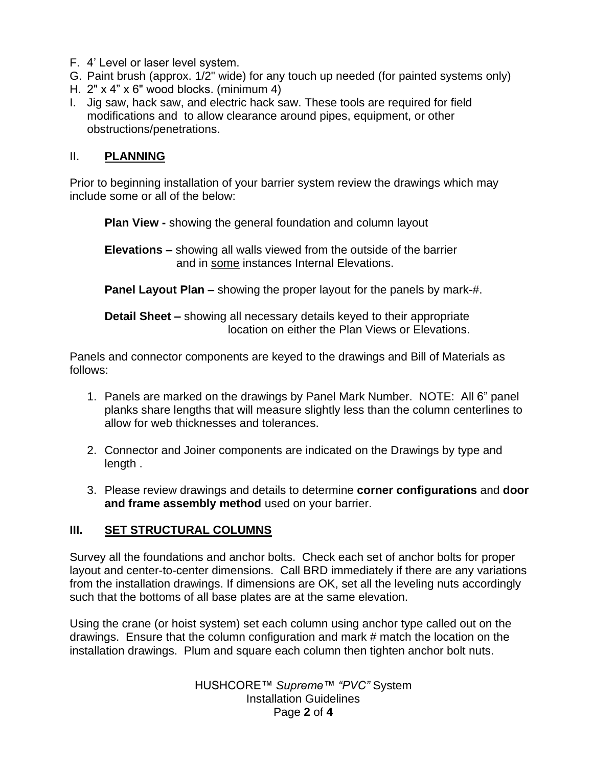F. 4' Level or laser level system.
G. Paint brush (approx. 1/2" wide) for any touch up needed (for painted systems only)
H. 2" x 4" x 6" wood blocks. (minimum 4)
I. Jig saw, hack saw, and electric hack saw. These tools are required for field modifications and to allow clearance around pipes, equipment, or other obstructions/penetrations.

## II. PLANNING

Prior to beginning installation of your barrier system review the drawings which may include some or all of the below:

**Plan View -** showing the general foundation and column layout

**Elevations –** showing all walls viewed from the outside of the barrier and in <u>some</u> instances Internal Elevations.

**Panel Layout Plan –** showing the proper layout for the panels by mark-#.

**Detail Sheet –** showing all necessary details keyed to their appropriate location on either the Plan Views or Elevations.

Panels and connector components are keyed to the drawings and Bill of Materials as follows:

1. Panels are marked on the drawings by Panel Mark Number. NOTE: All 6" panel planks share lengths that will measure slightly less than the column centerlines to allow for web thicknesses and tolerances.

2. Connector and Joiner components are indicated on the Drawings by type and length .

3. Please review drawings and details to determine **corner configurations** and **door and frame assembly method** used on your barrier.

## III. SET STRUCTURAL COLUMNS

Survey all the foundations and anchor bolts. Check each set of anchor bolts for proper layout and center-to-center dimensions. Call BRD immediately if there are any variations from the installation drawings. If dimensions are OK, set all the leveling nuts accordingly such that the bottoms of all base plates are at the same elevation.

Using the crane (or hoist system) set each column using anchor type called out on the drawings. Ensure that the column configuration and mark # match the location on the installation drawings. Plum and square each column then tighten anchor bolt nuts.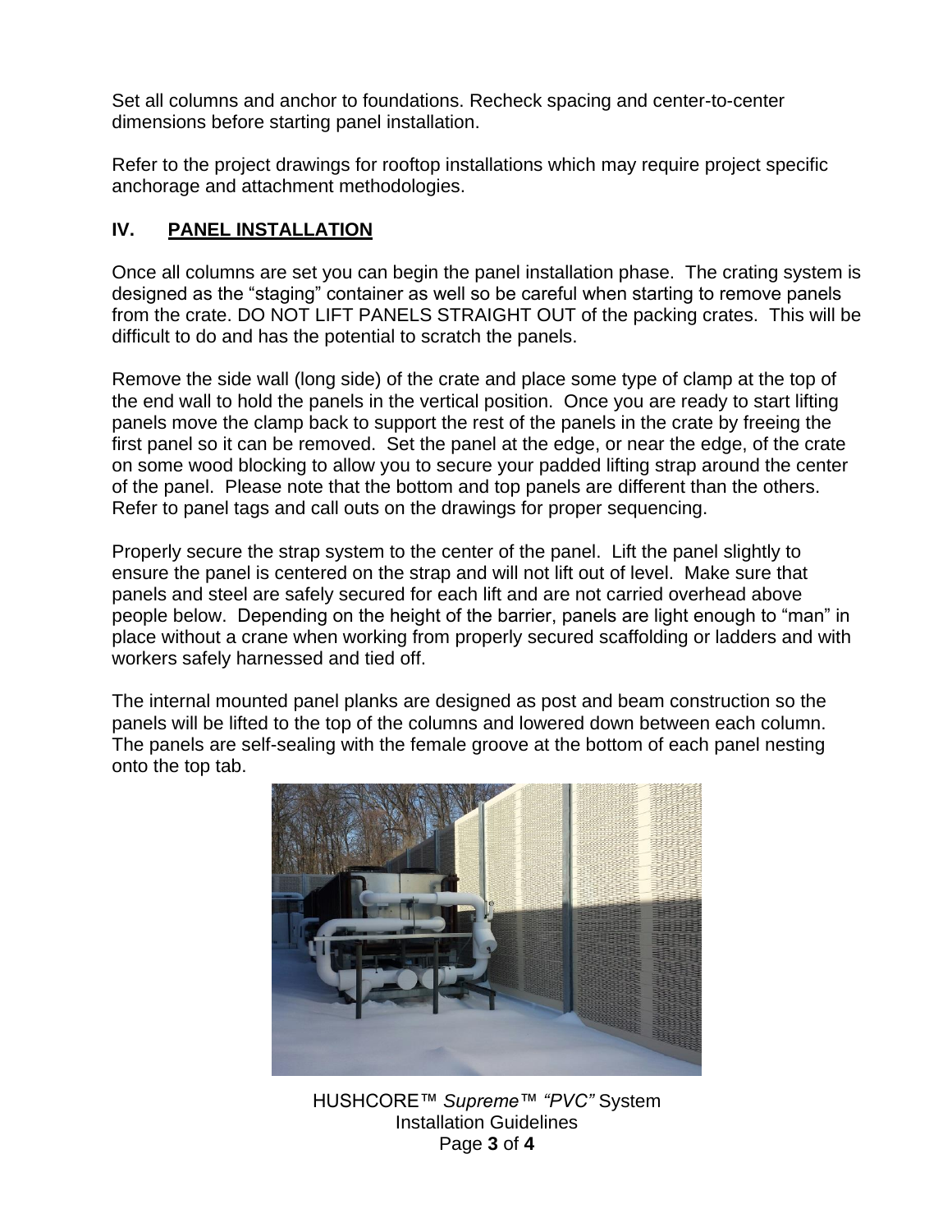Set all columns and anchor to foundations. Recheck spacing and center-to-center dimensions before starting panel installation.

Refer to the project drawings for rooftop installations which may require project specific anchorage and attachment methodologies.

## IV. PANEL INSTALLATION

Once all columns are set you can begin the panel installation phase. The crating system is designed as the "staging" container as well so be careful when starting to remove panels from the crate. DO NOT LIFT PANELS STRAIGHT OUT of the packing crates. This will be difficult to do and has the potential to scratch the panels.

Remove the side wall (long side) of the crate and place some type of clamp at the top of the end wall to hold the panels in the vertical position. Once you are ready to start lifting panels move the clamp back to support the rest of the panels in the crate by freeing the first panel so it can be removed. Set the panel at the edge, or near the edge, of the crate on some wood blocking to allow you to secure your padded lifting strap around the center of the panel. Please note that the bottom and top panels are different than the others. Refer to panel tags and call outs on the drawings for proper sequencing.

Properly secure the strap system to the center of the panel. Lift the panel slightly to ensure the panel is centered on the strap and will not lift out of level. Make sure that panels and steel are safely secured for each lift and are not carried overhead above people below. Depending on the height of the barrier, panels are light enough to "man" in place without a crane when working from properly secured scaffolding or ladders and with workers safely harnessed and tied off.

The internal mounted panel planks are designed as post and beam construction so the panels will be lifted to the top of the columns and lowered down between each column. The panels are self-sealing with the female groove at the bottom of each panel nesting onto the top tab.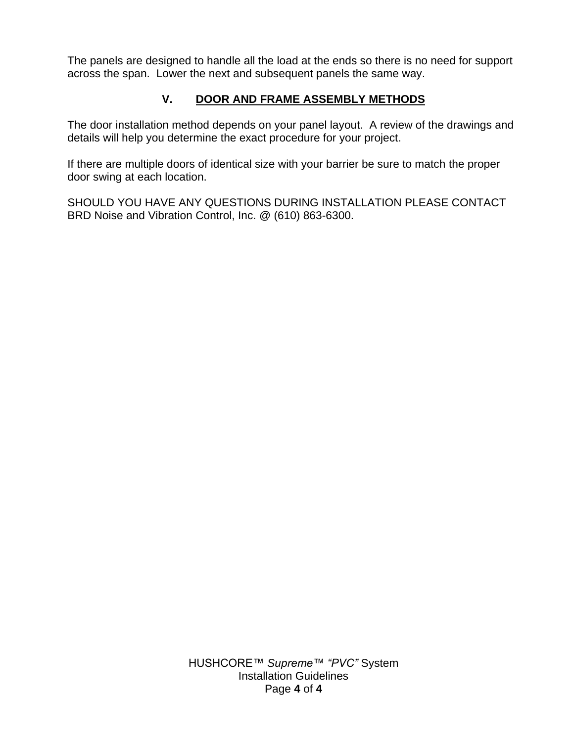The panels are designed to handle all the load at the ends so there is no need for support across the span. Lower the next and subsequent panels the same way.

## V. DOOR AND FRAME ASSEMBLY METHODS

The door installation method depends on your panel layout. A review of the drawings and details will help you determine the exact procedure for your project.

If there are multiple doors of identical size with your barrier be sure to match the proper door swing at each location.

SHOULD YOU HAVE ANY QUESTIONS DURING INSTALLATION PLEASE CONTACT BRD Noise and Vibration Control, Inc. @ (610) 863-6300.